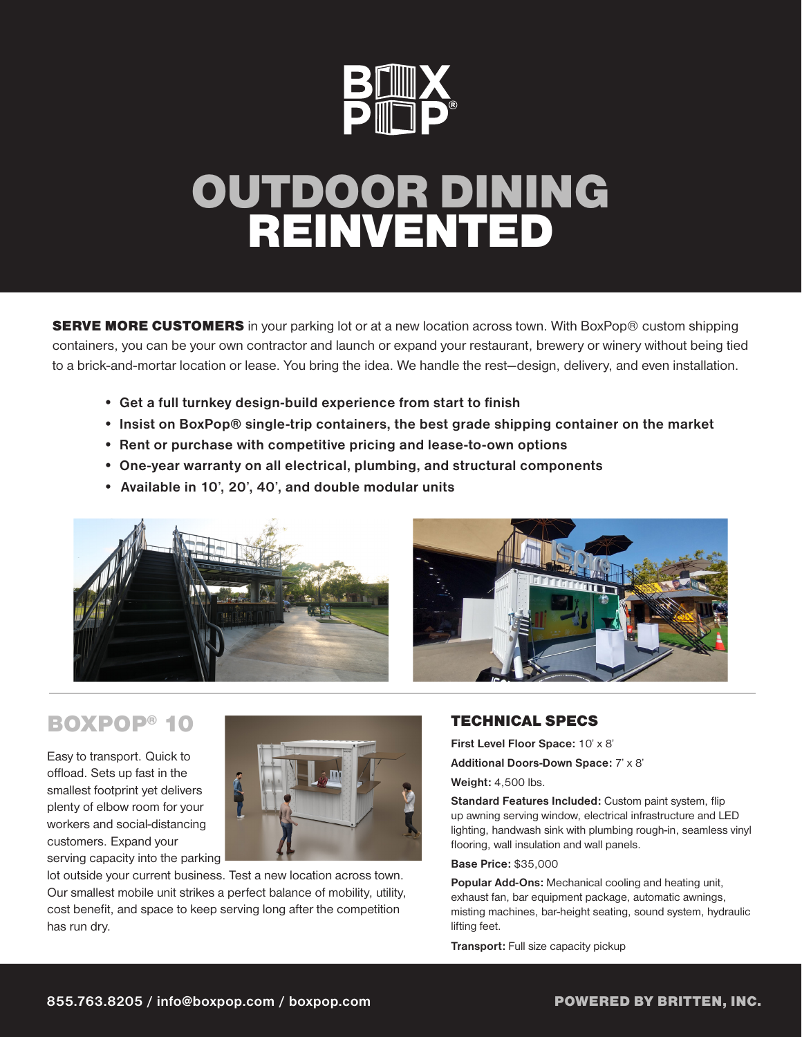# OUTDOOR DINING REINVENTED

**SERVE MORE CUSTOMERS** in your parking lot or at a new location across town. With BoxPop® custom shipping containers, you can be your own contractor and launch or expand your restaurant, brewery or winery without being tied to a brick-and-mortar location or lease. You bring the idea. We handle the rest—design, delivery, and even installation.

- **Get a full turnkey design-build experience from start to finish**
- **Insist on BoxPop® single-trip containers, the best grade shipping container on the market**
- **Rent or purchase with competitive pricing and lease-to-own options**
- **One-year warranty on all electrical, plumbing, and structural components**
- **Available in 10', 20', 40', and double modular units**

## BOXPOP® 10

Easy to transport. Quick to offload. Sets up fast in the smallest footprint yet delivers plenty of elbow room for your workers and social-distancing customers. Expand your serving capacity into the parking lot outside your current business. Test a new location across town. Our smallest mobile unit strikes a perfect balance of mobility, utility, cost benefit, and space to keep serving long after the competition has run dry.

### TECHNICAL SPECS

**First Level Floor Space:** 10' x 8'

**Additional Doors-Down Space:** 7' x 8'

**Weight:** 4,500 lbs.

**Standard Features Included:** Custom paint system, flip up awning serving window, electrical infrastructure and LED lighting, handwash sink with plumbing rough-in, seamless vinyl flooring, wall insulation and wall panels.

**Base Price:** $35,000

**Popular Add-Ons:** Mechanical cooling and heating unit, exhaust fan, bar equipment package, automatic awnings, misting machines, bar-height seating, sound system, hydraulic lifting feet.

**Transport:** Full size capacity pickup

855.763.8205 / info@boxpop.com / boxpop.com

POWERED BY BRITTEN, INC.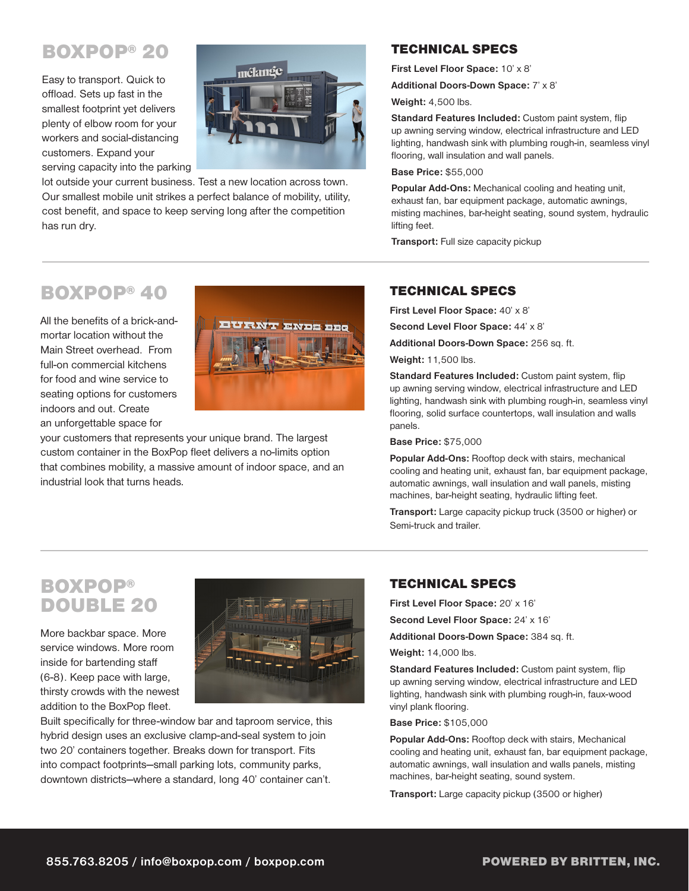## BOXPOP® 20

Easy to transport. Quick to offload. Sets up fast in the smallest footprint yet delivers plenty of elbow room for your workers and social-distancing customers. Expand your serving capacity into the parking lot outside your current business. Test a new location across town. Our smallest mobile unit strikes a perfect balance of mobility, utility, cost benefit, and space to keep serving long after the competition has run dry.

### TECHNICAL SPECS

**First Level Floor Space:** 10' x 8'

**Additional Doors-Down Space:** 7' x 8'

**Weight:** 4,500 lbs.

**Standard Features Included:** Custom paint system, flip up awning serving window, electrical infrastructure and LED lighting, handwash sink with plumbing rough-in, seamless vinyl flooring, wall insulation and wall panels.

**Base Price:** $55,000

**Popular Add-Ons:** Mechanical cooling and heating unit, exhaust fan, bar equipment package, automatic awnings, misting machines, bar-height seating, sound system, hydraulic lifting feet.

**Transport:** Full size capacity pickup

---

## BOXPOP® 40

All the benefits of a brick-and-mortar location without the Main Street overhead. From full-on commercial kitchens for food and wine service to seating options for customers indoors and out. Create an unforgettable space for your customers that represents your unique brand. The largest custom container in the BoxPop fleet delivers a no-limits option that combines mobility, a massive amount of indoor space, and an industrial look that turns heads.

### TECHNICAL SPECS

**First Level Floor Space:** 40' x 8'

**Second Level Floor Space:** 44' x 8'

**Additional Doors-Down Space:** 256 sq. ft.

**Weight:** 11,500 lbs.

**Standard Features Included:** Custom paint system, flip up awning serving window, electrical infrastructure and LED lighting, handwash sink with plumbing rough-in, seamless vinyl flooring, solid surface countertops, wall insulation and walls panels.

**Base Price:** $75,000

**Popular Add-Ons:** Rooftop deck with stairs, mechanical cooling and heating unit, exhaust fan, bar equipment package, automatic awnings, wall insulation and wall panels, misting machines, bar-height seating, hydraulic lifting feet.

**Transport:** Large capacity pickup truck (3500 or higher) or Semi-truck and trailer.

---

## BOXPOP® DOUBLE 20

More backbar space. More service windows. More room inside for bartending staff (6-8). Keep pace with large, thirsty crowds with the newest addition to the BoxPop fleet. Built specifically for three-window bar and taproom service, this hybrid design uses an exclusive clamp-and-seal system to join two 20' containers together. Breaks down for transport. Fits into compact footprints—small parking lots, community parks, downtown districts—where a standard, long 40' container can't.

### TECHNICAL SPECS

**First Level Floor Space:** 20' x 16'

**Second Level Floor Space:** 24' x 16'

**Additional Doors-Down Space:** 384 sq. ft.

**Weight:** 14,000 lbs.

**Standard Features Included:** Custom paint system, flip up awning serving window, electrical infrastructure and LED lighting, handwash sink with plumbing rough-in, faux-wood vinyl plank flooring.

**Base Price:** $105,000

**Popular Add-Ons:** Rooftop deck with stairs, Mechanical cooling and heating unit, exhaust fan, bar equipment package, automatic awnings, wall insulation and walls panels, misting machines, bar-height seating, sound system.

**Transport:** Large capacity pickup (3500 or higher)

---

855.763.8205 / info@boxpop.com / boxpop.com

POWERED BY BRITTEN, INC.